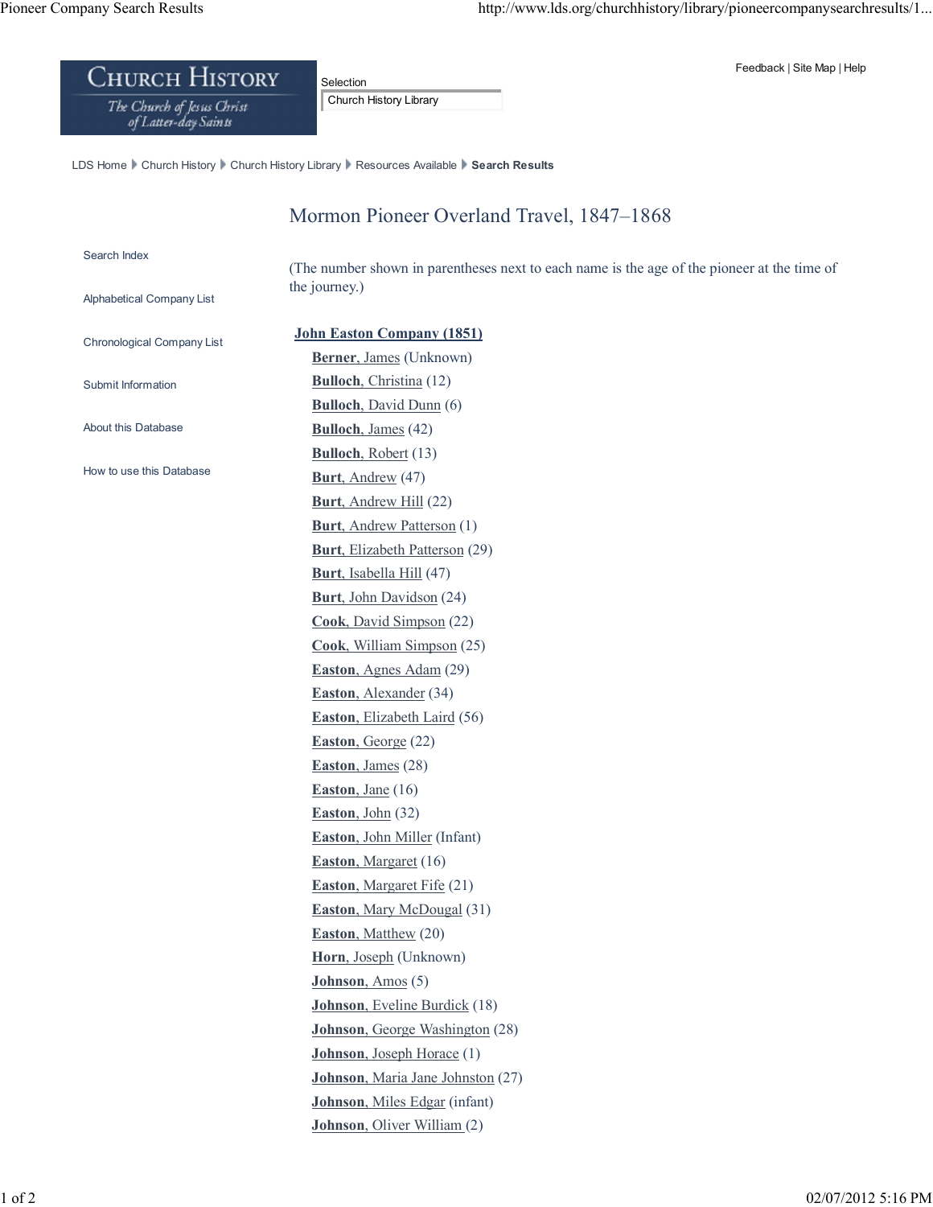Church History — The Church of Jesus Christ of Latter-day Saints

Selection: Church History Library

Feedback | Site Map | Help

LDS Home ▸ Church History ▸ Church History Library ▸ Resources Available ▸ **Search Results**

# Mormon Pioneer Overland Travel, 1847–1868

- Search Index
- Alphabetical Company List
- Chronological Company List
- Submit Information
- About this Database
- How to use this Database

(The number shown in parentheses next to each name is the age of the pioneer at the time of the journey.)

**John Easton Company (1851)**

- **Berner**, James (Unknown)
- **Bulloch**, Christina (12)
- **Bulloch**, David Dunn (6)
- **Bulloch**, James (42)
- **Bulloch**, Robert (13)
- **Burt**, Andrew (47)
- **Burt**, Andrew Hill (22)
- **Burt**, Andrew Patterson (1)
- **Burt**, Elizabeth Patterson (29)
- **Burt**, Isabella Hill (47)
- **Burt**, John Davidson (24)
- **Cook**, David Simpson (22)
- **Cook**, William Simpson (25)
- **Easton**, Agnes Adam (29)
- **Easton**, Alexander (34)
- **Easton**, Elizabeth Laird (56)
- **Easton**, George (22)
- **Easton**, James (28)
- **Easton**, Jane (16)
- **Easton**, John (32)
- **Easton**, John Miller (Infant)
- **Easton**, Margaret (16)
- **Easton**, Margaret Fife (21)
- **Easton**, Mary McDougal (31)
- **Easton**, Matthew (20)
- **Horn**, Joseph (Unknown)
- **Johnson**, Amos (5)
- **Johnson**, Eveline Burdick (18)
- **Johnson**, George Washington (28)
- **Johnson**, Joseph Horace (1)
- **Johnson**, Maria Jane Johnston (27)
- **Johnson**, Miles Edgar (infant)
- **Johnson**, Oliver William (2)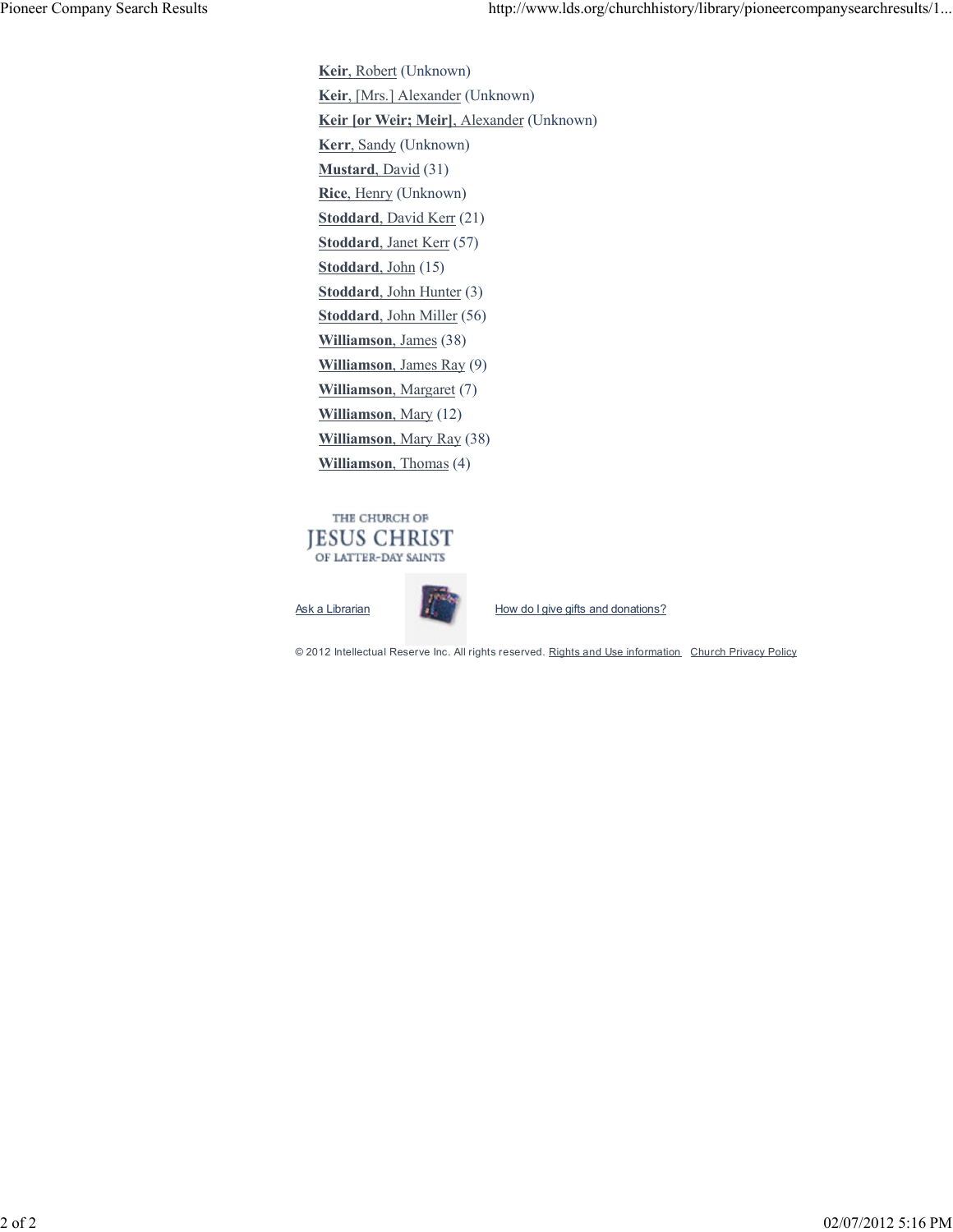**Keir**, Robert (Unknown)

**Keir**, [Mrs.] Alexander (Unknown)

**Keir [or Weir; Meir]**, Alexander (Unknown)

**Kerr**, Sandy (Unknown)

**Mustard**, David (31)

**Rice**, Henry (Unknown)

**Stoddard**, David Kerr (21)

**Stoddard**, Janet Kerr (57)

**Stoddard**, John (15)

**Stoddard**, John Hunter (3)

**Stoddard**, John Miller (56)

**Williamson**, James (38)

**Williamson**, James Ray (9)

**Williamson**, Margaret (7)

**Williamson**, Mary (12)

**Williamson**, Mary Ray (38)

**Williamson**, Thomas (4)

THE CHURCH OF JESUS CHRIST OF LATTER-DAY SAINTS

Ask a Librarian

How do I give gifts and donations?

© 2012 Intellectual Reserve Inc. All rights reserved. Rights and Use information Church Privacy Policy